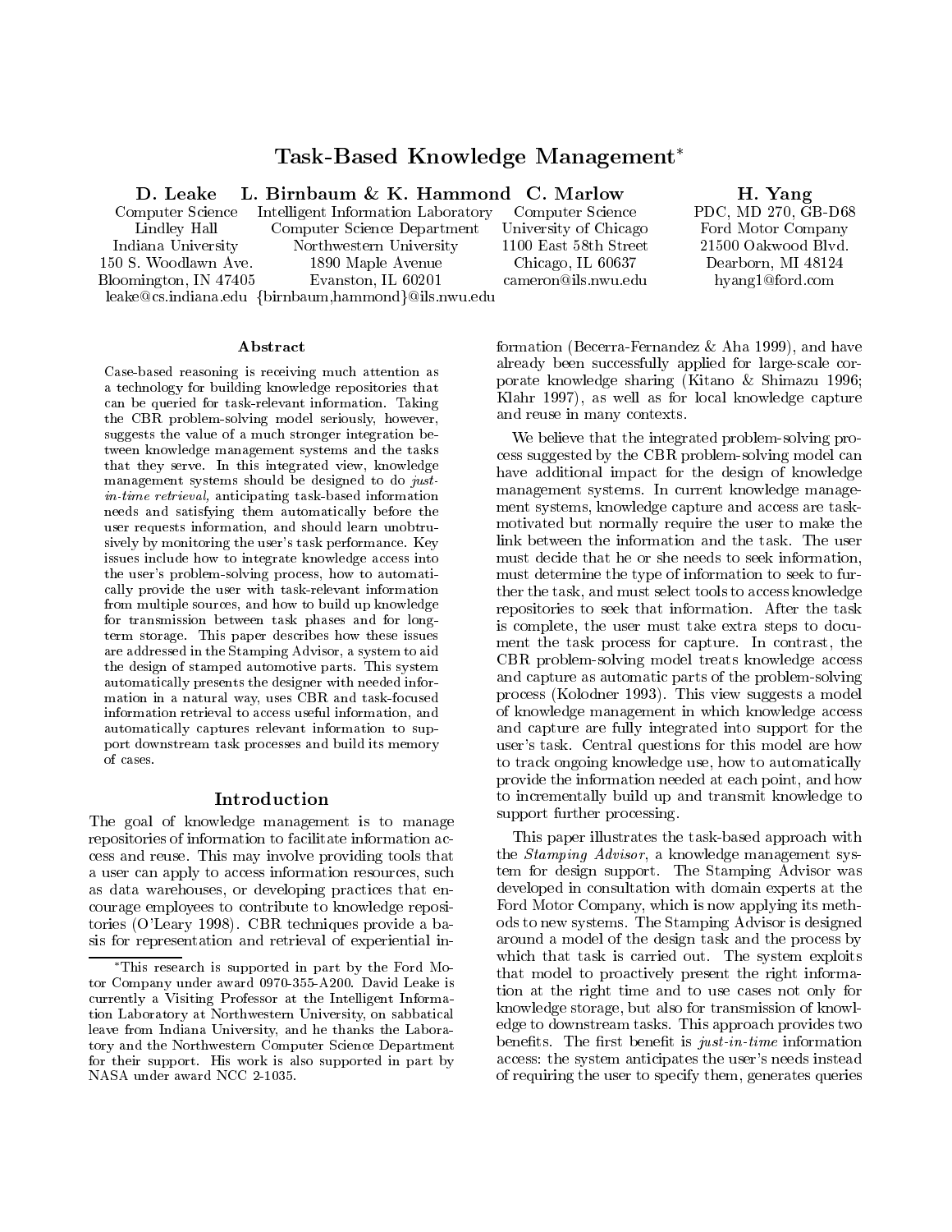# Task-Based Knowledge Management*

**D. Leake** — Computer Science, Lindley Hall, Indiana University, 150 S. Woodlawn Ave., Bloomington, IN 47405, leake@cs.indiana.edu

**L. Birnbaum & K. Hammond** — Intelligent Information Laboratory, Computer Science Department, Northwestern University, 1890 Maple Avenue, Evanston, IL 60201, {birnbaum,hammond}@ils.nwu.edu

**C. Marlow** — Computer Science, University of Chicago, 1100 East 58th Street, Chicago, IL 60637, cameron@ils.nwu.edu

**H. Yang** — PDC, MD 270, GB-D68, Ford Motor Company, 21500 Oakwood Blvd., Dearborn, MI 48124, hyang1@ford.com

## Abstract

Case-based reasoning is receiving much attention as a technology for building knowledge repositories that can be queried for task-relevant information. Taking the CBR problem-solving model seriously, however, suggests the value of a much stronger integration between knowledge management systems and the tasks that they serve. In this integrated view, knowledge management systems should be designed to do *just-in-time retrieval,* anticipating task-based information needs and satisfying them automatically before the user requests information, and should learn unobtrusively by monitoring the user's task performance. Key issues include how to integrate knowledge access into the user's problem-solving process, how to automatically provide the user with task-relevant information from multiple sources, and how to build up knowledge for transmission between task phases and for long-term storage. This paper describes how these issues are addressed in the Stamping Advisor, a system to aid the design of stamped automotive parts. This system automatically presents the designer with needed information in a natural way, uses CBR and task-focused information retrieval to access useful information, and automatically captures relevant information to support downstream task processes and build its memory of cases.

## Introduction

The goal of knowledge management is to manage repositories of information to facilitate information access and reuse. This may involve providing tools that a user can apply to access information resources, such as data warehouses, or developing practices that encourage employees to contribute to knowledge repositories (O'Leary 1998). CBR techniques provide a basis for representation and retrieval of experiential information (Becerra-Fernandez & Aha 1999), and have already been successfully applied for large-scale corporate knowledge sharing (Kitano & Shimazu 1996; Klahr 1997), as well as for local knowledge capture and reuse in many contexts.

We believe that the integrated problem-solving process suggested by the CBR problem-solving model can have additional impact for the design of knowledge management systems. In current knowledge management systems, knowledge capture and access are task-motivated but normally require the user to make the link between the information and the task. The user must decide that he or she needs to seek information, must determine the type of information to seek to further the task, and must select tools to access knowledge repositories to seek that information. After the task is complete, the user must take extra steps to document the task process for capture. In contrast, the CBR problem-solving model treats knowledge access and capture as automatic parts of the problem-solving process (Kolodner 1993). This view suggests a model of knowledge management in which knowledge access and capture are fully integrated into support for the user's task. Central questions for this model are how to track ongoing knowledge use, how to automatically provide the information needed at each point, and how to incrementally build up and transmit knowledge to support further processing.

This paper illustrates the task-based approach with the *Stamping Advisor*, a knowledge management system for design support. The Stamping Advisor was developed in consultation with domain experts at the Ford Motor Company, which is now applying its methods to new systems. The Stamping Advisor is designed around a model of the design task and the process by which that task is carried out. The system exploits that model to proactively present the right information at the right time and to use cases not only for knowledge storage, but also for transmission of knowledge to downstream tasks. This approach provides two benefits. The first benefit is *just-in-time* information access: the system anticipates the user's needs instead of requiring the user to specify them, generates queries

*This research is supported in part by the Ford Motor Company under award 0970-355-A200. David Leake is currently a Visiting Professor at the Intelligent Information Laboratory at Northwestern University, on sabbatical leave from Indiana University, and he thanks the Laboratory and the Northwestern Computer Science Department for their support. His work is also supported in part by NASA under award NCC 2-1035.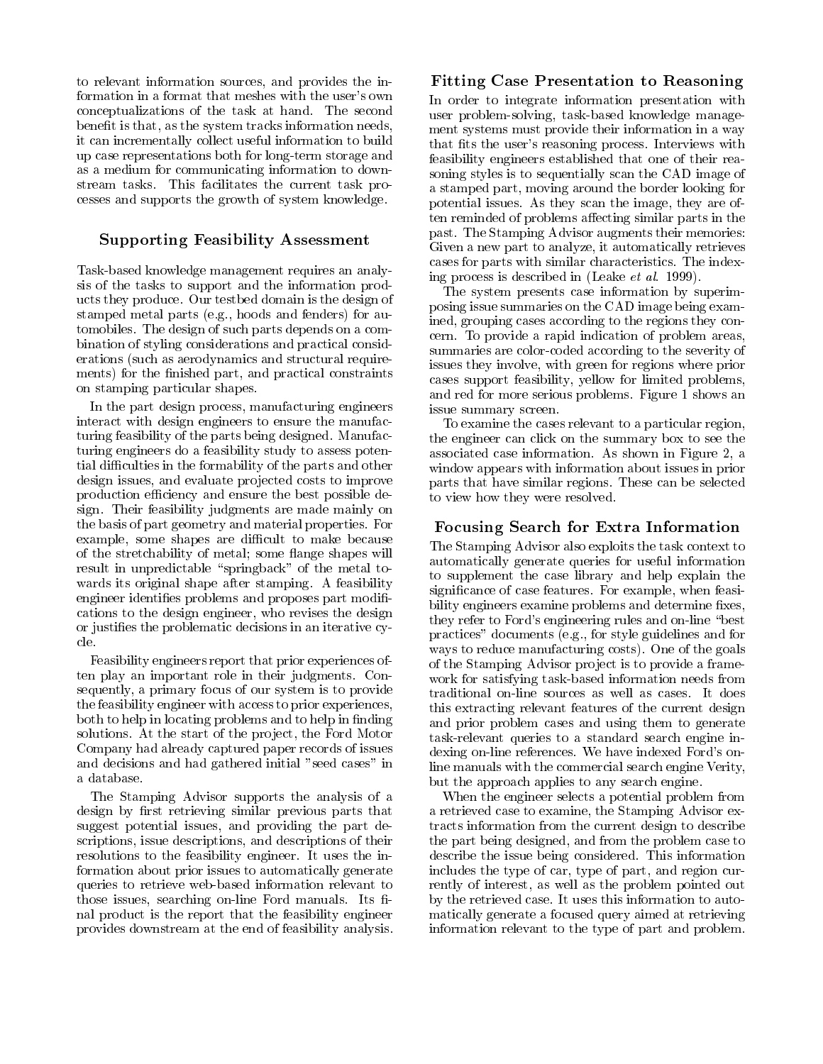to relevant information sources, and provides the information in a format that meshes with the user's own conceptualizations of the task at hand. The second benefit is that, as the system tracks information needs, it can incrementally collect useful information to build up case representations both for long-term storage and as a medium for communicating information to downstream tasks. This facilitates the current task processes and supports the growth of system knowledge.

## Supporting Feasibility Assessment

Task-based knowledge management requires an analysis of the tasks to support and the information products they produce. Our testbed domain is the design of stamped metal parts (e.g., hoods and fenders) for automobiles. The design of such parts depends on a combination of styling considerations and practical considerations (such as aerodynamics and structural requirements) for the finished part, and practical constraints on stamping particular shapes.

In the part design process, manufacturing engineers interact with design engineers to ensure the manufacturing feasibility of the parts being designed. Manufacturing engineers do a feasibility study to assess potential difficulties in the formability of the parts and other design issues, and evaluate projected costs to improve production efficiency and ensure the best possible design. Their feasibility judgments are made mainly on the basis of part geometry and material properties. For example, some shapes are difficult to make because of the stretchability of metal; some flange shapes will result in unpredictable "springback" of the metal towards its original shape after stamping. A feasibility engineer identifies problems and proposes part modifications to the design engineer, who revises the design or justifies the problematic decisions in an iterative cycle.

Feasibility engineers report that prior experiences often play an important role in their judgments. Consequently, a primary focus of our system is to provide the feasibility engineer with access to prior experiences, both to help in locating problems and to help in finding solutions. At the start of the project, the Ford Motor Company had already captured paper records of issues and decisions and had gathered initial "seed cases" in a database.

The Stamping Advisor supports the analysis of a design by first retrieving similar previous parts that suggest potential issues, and providing the part descriptions, issue descriptions, and descriptions of their resolutions to the feasibility engineer. It uses the information about prior issues to automatically generate queries to retrieve web-based information relevant to those issues, searching on-line Ford manuals. Its final product is the report that the feasibility engineer provides downstream at the end of feasibility analysis.

## Fitting Case Presentation to Reasoning

In order to integrate information presentation with user problem-solving, task-based knowledge management systems must provide their information in a way that fits the user's reasoning process. Interviews with feasibility engineers established that one of their reasoning styles is to sequentially scan the CAD image of a stamped part, moving around the border looking for potential issues. As they scan the image, they are often reminded of problems affecting similar parts in the past. The Stamping Advisor augments their memories: Given a new part to analyze, it automatically retrieves cases for parts with similar characteristics. The indexing process is described in (Leake *et al.* 1999).

The system presents case information by superimposing issue summaries on the CAD image being examined, grouping cases according to the regions they concern. To provide a rapid indication of problem areas, summaries are color-coded according to the severity of issues they involve, with green for regions where prior cases support feasibility, yellow for limited problems, and red for more serious problems. Figure 1 shows an issue summary screen.

To examine the cases relevant to a particular region, the engineer can click on the summary box to see the associated case information. As shown in Figure 2, a window appears with information about issues in prior parts that have similar regions. These can be selected to view how they were resolved.

## Focusing Search for Extra Information

The Stamping Advisor also exploits the task context to automatically generate queries for useful information to supplement the case library and help explain the significance of case features. For example, when feasibility engineers examine problems and determine fixes, they refer to Ford's engineering rules and on-line "best practices" documents (e.g., for style guidelines and for ways to reduce manufacturing costs). One of the goals of the Stamping Advisor project is to provide a framework for satisfying task-based information needs from traditional on-line sources as well as cases. It does this extracting relevant features of the current design and prior problem cases and using them to generate task-relevant queries to a standard search engine indexing on-line references. We have indexed Ford's online manuals with the commercial search engine Verity, but the approach applies to any search engine.

When the engineer selects a potential problem from a retrieved case to examine, the Stamping Advisor extracts information from the current design to describe the part being designed, and from the problem case to describe the issue being considered. This information includes the type of car, type of part, and region currently of interest, as well as the problem pointed out by the retrieved case. It uses this information to automatically generate a focused query aimed at retrieving information relevant to the type of part and problem.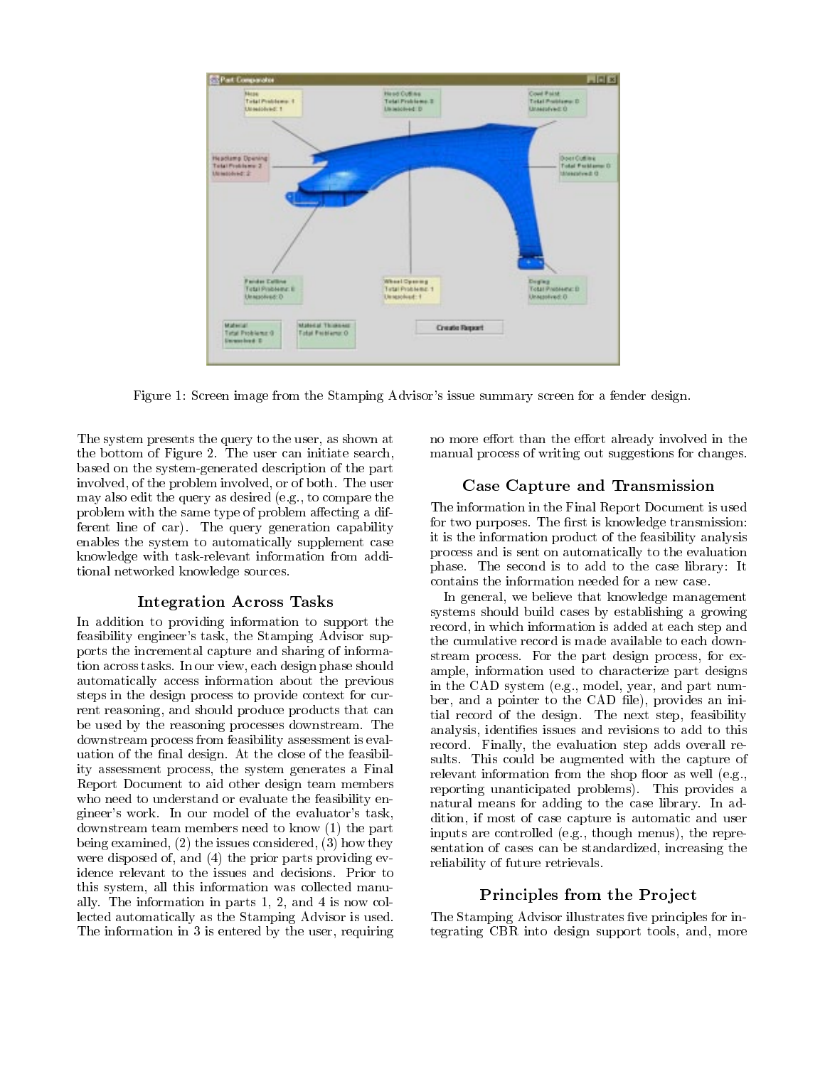Figure 1: Screen image from the Stamping Advisor's issue summary screen for a fender design.

The system presents the query to the user, as shown at the bottom of Figure 2. The user can initiate search, based on the system-generated description of the part involved, of the problem involved, or of both. The user may also edit the query as desired (e.g., to compare the problem with the same type of problem affecting a different line of car). The query generation capability enables the system to automatically supplement case knowledge with task-relevant information from additional networked knowledge sources.

## Integration Across Tasks

In addition to providing information to support the feasibility engineer's task, the Stamping Advisor supports the incremental capture and sharing of information across tasks. In our view, each design phase should automatically access information about the previous steps in the design process to provide context for current reasoning, and should produce products that can be used by the reasoning processes downstream. The downstream process from feasibility assessment is evaluation of the final design. At the close of the feasibility assessment process, the system generates a Final Report Document to aid other design team members who need to understand or evaluate the feasibility engineer's work. In our model of the evaluator's task, downstream team members need to know (1) the part being examined, (2) the issues considered, (3) how they were disposed of, and (4) the prior parts providing evidence relevant to the issues and decisions. Prior to this system, all this information was collected manually. The information in parts 1, 2, and 4 is now collected automatically as the Stamping Advisor is used. The information in 3 is entered by the user, requiring no more effort than the effort already involved in the manual process of writing out suggestions for changes.

## Case Capture and Transmission

The information in the Final Report Document is used for two purposes. The first is knowledge transmission: it is the information product of the feasibility analysis process and is sent on automatically to the evaluation phase. The second is to add to the case library: It contains the information needed for a new case.

In general, we believe that knowledge management systems should build cases by establishing a growing record, in which information is added at each step and the cumulative record is made available to each downstream process. For the part design process, for example, information used to characterize part designs in the CAD system (e.g., model, year, and part number, and a pointer to the CAD file), provides an initial record of the design. The next step, feasibility analysis, identifies issues and revisions to add to this record. Finally, the evaluation step adds overall results. This could be augmented with the capture of relevant information from the shop floor as well (e.g., reporting unanticipated problems). This provides a natural means for adding to the case library. In addition, if most of case capture is automatic and user inputs are controlled (e.g., though menus), the representation of cases can be standardized, increasing the reliability of future retrievals.

## Principles from the Project

The Stamping Advisor illustrates five principles for integrating CBR into design support tools, and, more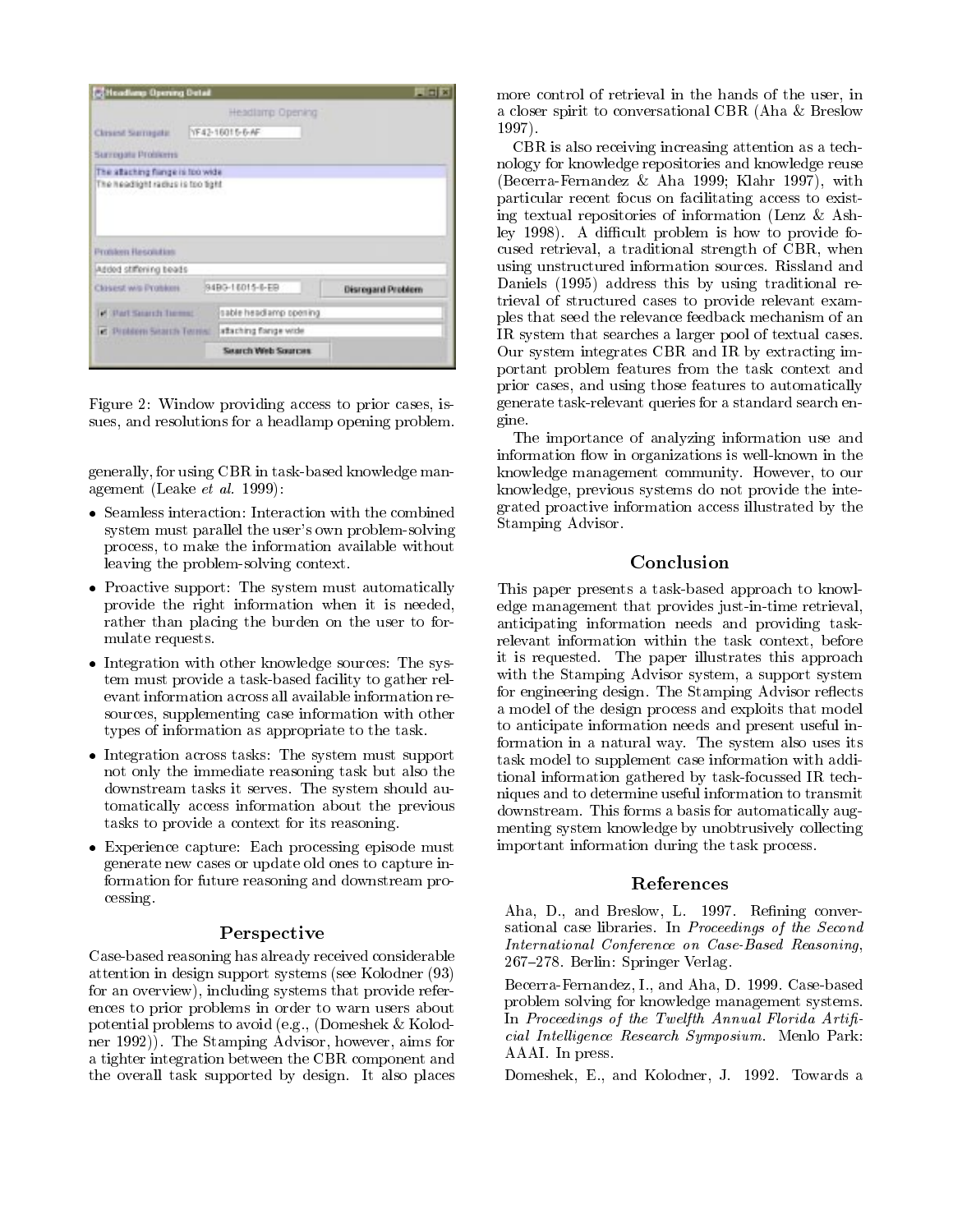Figure 2: Window providing access to prior cases, issues, and resolutions for a headlamp opening problem.

generally, for using CBR in task-based knowledge management (Leake *et al.* 1999):

- Seamless interaction: Interaction with the combined system must parallel the user's own problem-solving process, to make the information available without leaving the problem-solving context.
- Proactive support: The system must automatically provide the right information when it is needed, rather than placing the burden on the user to formulate requests.
- Integration with other knowledge sources: The system must provide a task-based facility to gather relevant information across all available information resources, supplementing case information with other types of information as appropriate to the task.
- Integration across tasks: The system must support not only the immediate reasoning task but also the downstream tasks it serves. The system should automatically access information about the previous tasks to provide a context for its reasoning.
- Experience capture: Each processing episode must generate new cases or update old ones to capture information for future reasoning and downstream processing.

## Perspective

Case-based reasoning has already received considerable attention in design support systems (see Kolodner (93) for an overview), including systems that provide references to prior problems in order to warn users about potential problems to avoid (e.g., (Domeshek & Kolodner 1992)). The Stamping Advisor, however, aims for a tighter integration between the CBR component and the overall task supported by design. It also places more control of retrieval in the hands of the user, in a closer spirit to conversational CBR (Aha & Breslow 1997).

CBR is also receiving increasing attention as a technology for knowledge repositories and knowledge reuse (Becerra-Fernandez & Aha 1999; Klahr 1997), with particular recent focus on facilitating access to existing textual repositories of information (Lenz & Ashley 1998). A difficult problem is how to provide focused retrieval, a traditional strength of CBR, when using unstructured information sources. Rissland and Daniels (1995) address this by using traditional retrieval of structured cases to provide relevant examples that seed the relevance feedback mechanism of an IR system that searches a larger pool of textual cases. Our system integrates CBR and IR by extracting important problem features from the task context and prior cases, and using those features to automatically generate task-relevant queries for a standard search engine.

The importance of analyzing information use and information flow in organizations is well-known in the knowledge management community. However, to our knowledge, previous systems do not provide the integrated proactive information access illustrated by the Stamping Advisor.

## Conclusion

This paper presents a task-based approach to knowledge management that provides just-in-time retrieval, anticipating information needs and providing task-relevant information within the task context, before it is requested. The paper illustrates this approach with the Stamping Advisor system, a support system for engineering design. The Stamping Advisor reflects a model of the design process and exploits that model to anticipate information needs and present useful information in a natural way. The system also uses its task model to supplement case information with additional information gathered by task-focussed IR techniques and to determine useful information to transmit downstream. This forms a basis for automatically augmenting system knowledge by unobtrusively collecting important information during the task process.

## References

Aha, D., and Breslow, L. 1997. Refining conversational case libraries. In *Proceedings of the Second International Conference on Case-Based Reasoning*, 267–278. Berlin: Springer Verlag.

Becerra-Fernandez, I., and Aha, D. 1999. Case-based problem solving for knowledge management systems. In *Proceedings of the Twelfth Annual Florida Artificial Intelligence Research Symposium*. Menlo Park: AAAI. In press.

Domeshek, E., and Kolodner, J. 1992. Towards a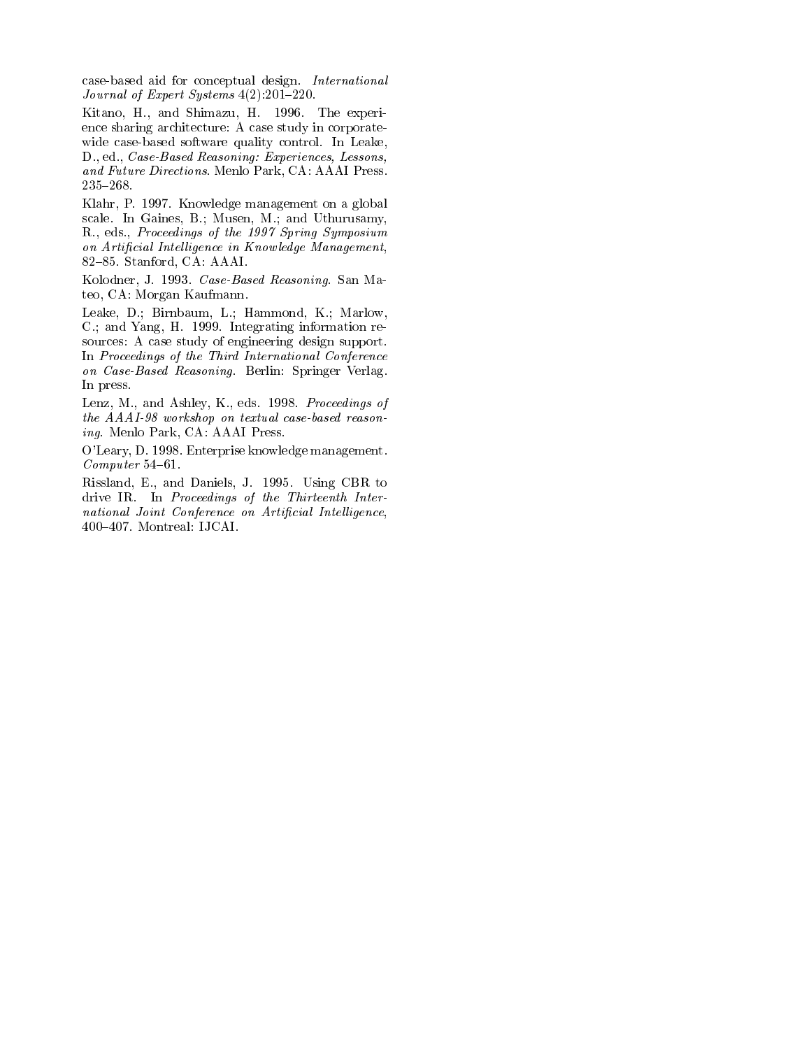case-based aid for conceptual design. *International Journal of Expert Systems* 4(2):201–220.

Kitano, H., and Shimazu, H. 1996. The experience sharing architecture: A case study in corporate-wide case-based software quality control. In Leake, D., ed., *Case-Based Reasoning: Experiences, Lessons, and Future Directions*. Menlo Park, CA: AAAI Press. 235–268.

Klahr, P. 1997. Knowledge management on a global scale. In Gaines, B.; Musen, M.; and Uthurusamy, R., eds., *Proceedings of the 1997 Spring Symposium on Artificial Intelligence in Knowledge Management*, 82–85. Stanford, CA: AAAI.

Kolodner, J. 1993. *Case-Based Reasoning*. San Mateo, CA: Morgan Kaufmann.

Leake, D.; Birnbaum, L.; Hammond, K.; Marlow, C.; and Yang, H. 1999. Integrating information resources: A case study of engineering design support. In *Proceedings of the Third International Conference on Case-Based Reasoning*. Berlin: Springer Verlag. In press.

Lenz, M., and Ashley, K., eds. 1998. *Proceedings of the AAAI-98 workshop on textual case-based reasoning*. Menlo Park, CA: AAAI Press.

O'Leary, D. 1998. Enterprise knowledge management. *Computer* 54–61.

Rissland, E., and Daniels, J. 1995. Using CBR to drive IR. In *Proceedings of the Thirteenth International Joint Conference on Artificial Intelligence*, 400–407. Montreal: IJCAI.